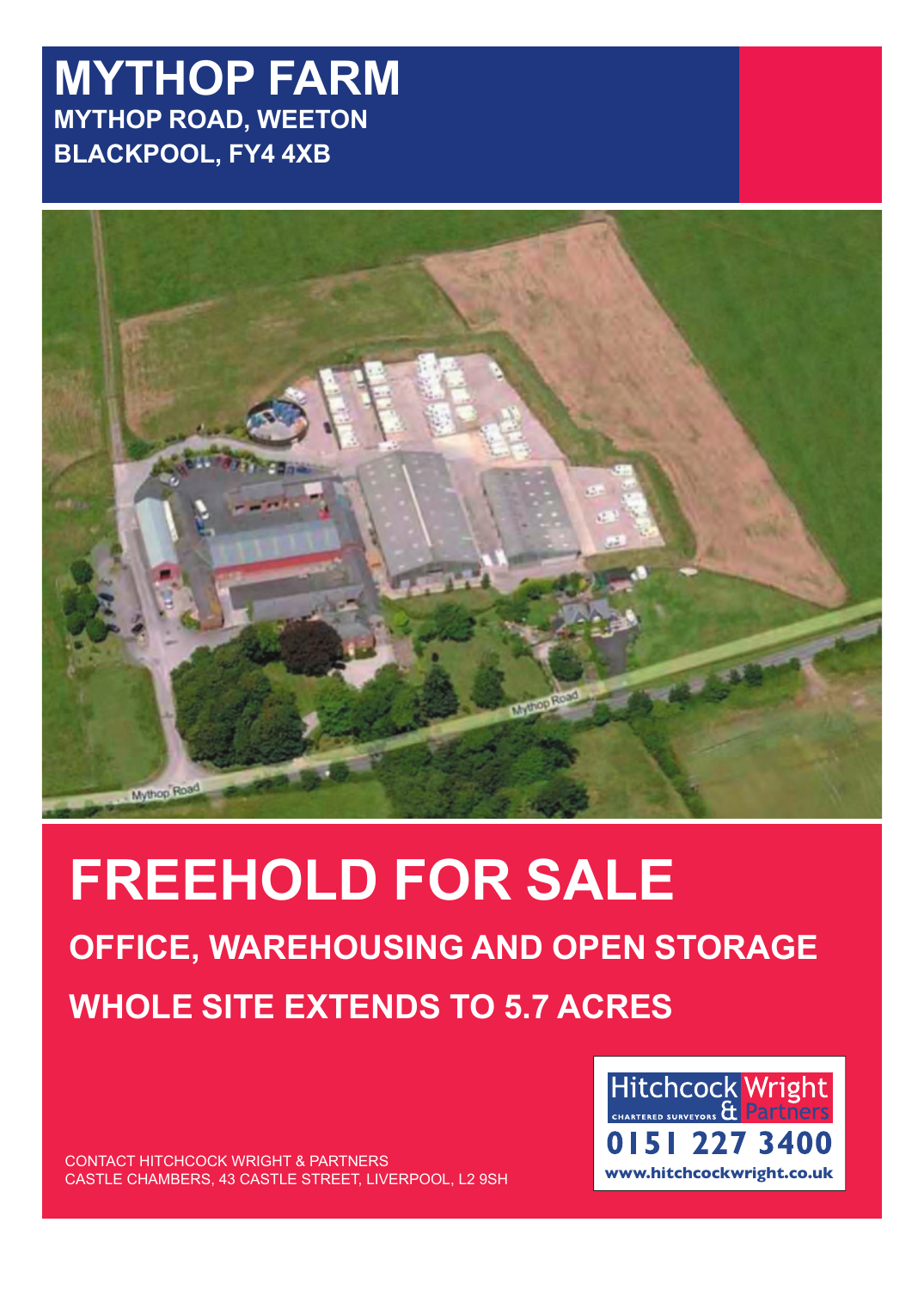# MYTHOP FARM

**MYTHOP ROAD, WEETON**
**BLACKPOOL, FY4 4XB**

# FREEHOLD FOR SALE

## OFFICE, WAREHOUSING AND OPEN STORAGE

## WHOLE SITE EXTENDS TO 5.7 ACRES

CONTACT HITCHCOCK WRIGHT & PARTNERS
CASTLE CHAMBERS, 43 CASTLE STREET, LIVERPOOL, L2 9SH

Hitchcock Wright & Partners
CHARTERED SURVEYORS
0151 227 3400
www.hitchcockwright.co.uk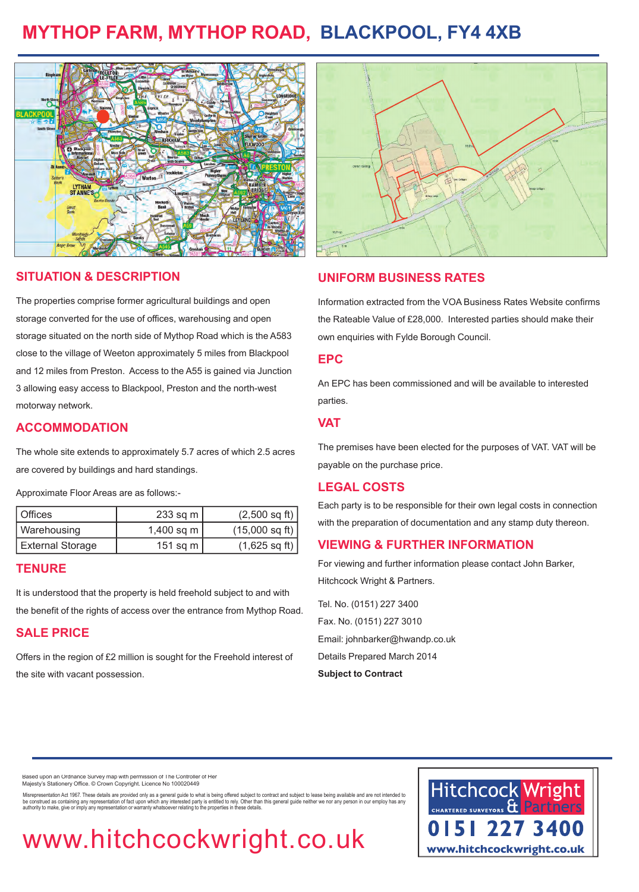# MYTHOP FARM, MYTHOP ROAD, BLACKPOOL, FY4 4XB

## SITUATION & DESCRIPTION

The properties comprise former agricultural buildings and open storage converted for the use of offices, warehousing and open storage situated on the north side of Mythop Road which is the A583 close to the village of Weeton approximately 5 miles from Blackpool and 12 miles from Preston. Access to the A55 is gained via Junction 3 allowing easy access to Blackpool, Preston and the north-west motorway network.

## ACCOMMODATION

The whole site extends to approximately 5.7 acres of which 2.5 acres are covered by buildings and hard standings.

Approximate Floor Areas are as follows:-

| | | |
|---|---|---|
| Offices | 233 sq m | (2,500 sq ft) |
| Warehousing | 1,400 sq m | (15,000 sq ft) |
| External Storage | 151 sq m | (1,625 sq ft) |

## TENURE

It is understood that the property is held freehold subject to and with the benefit of the rights of access over the entrance from Mythop Road.

## SALE PRICE

Offers in the region of £2 million is sought for the Freehold interest of the site with vacant possession.

## UNIFORM BUSINESS RATES

Information extracted from the VOA Business Rates Website confirms the Rateable Value of £28,000. Interested parties should make their own enquiries with Fylde Borough Council.

## EPC

An EPC has been commissioned and will be available to interested parties.

## VAT

The premises have been elected for the purposes of VAT. VAT will be payable on the purchase price.

## LEGAL COSTS

Each party is to be responsible for their own legal costs in connection with the preparation of documentation and any stamp duty thereon.

## VIEWING & FURTHER INFORMATION

For viewing and further information please contact John Barker, Hitchcock Wright & Partners.

Tel. No. (0151) 227 3400

Fax. No. (0151) 227 3010

Email: johnbarker@hwandp.co.uk

Details Prepared March 2014

**Subject to Contract**

Based upon an Ordnance Survey map with permission of The Controller of Her Majesty's Stationery Office. © Crown Copyright. Licence No 100020449

Misrepresentation Act 1967. These details are provided only as a general guide to what is being offered subject to contract and subject to lease being available and are not intended to be construed as containing any representation of fact upon which any interested party is entitled to rely. Other than this general guide neither we nor any person in our employ has any authority to make, give or imply any representation or warranty whatsoever relating to the properties in these details.

www.hitchcockwright.co.uk

Hitchcock Wright & Partners
CHARTERED SURVEYORS
0151 227 3400
www.hitchcockwright.co.uk